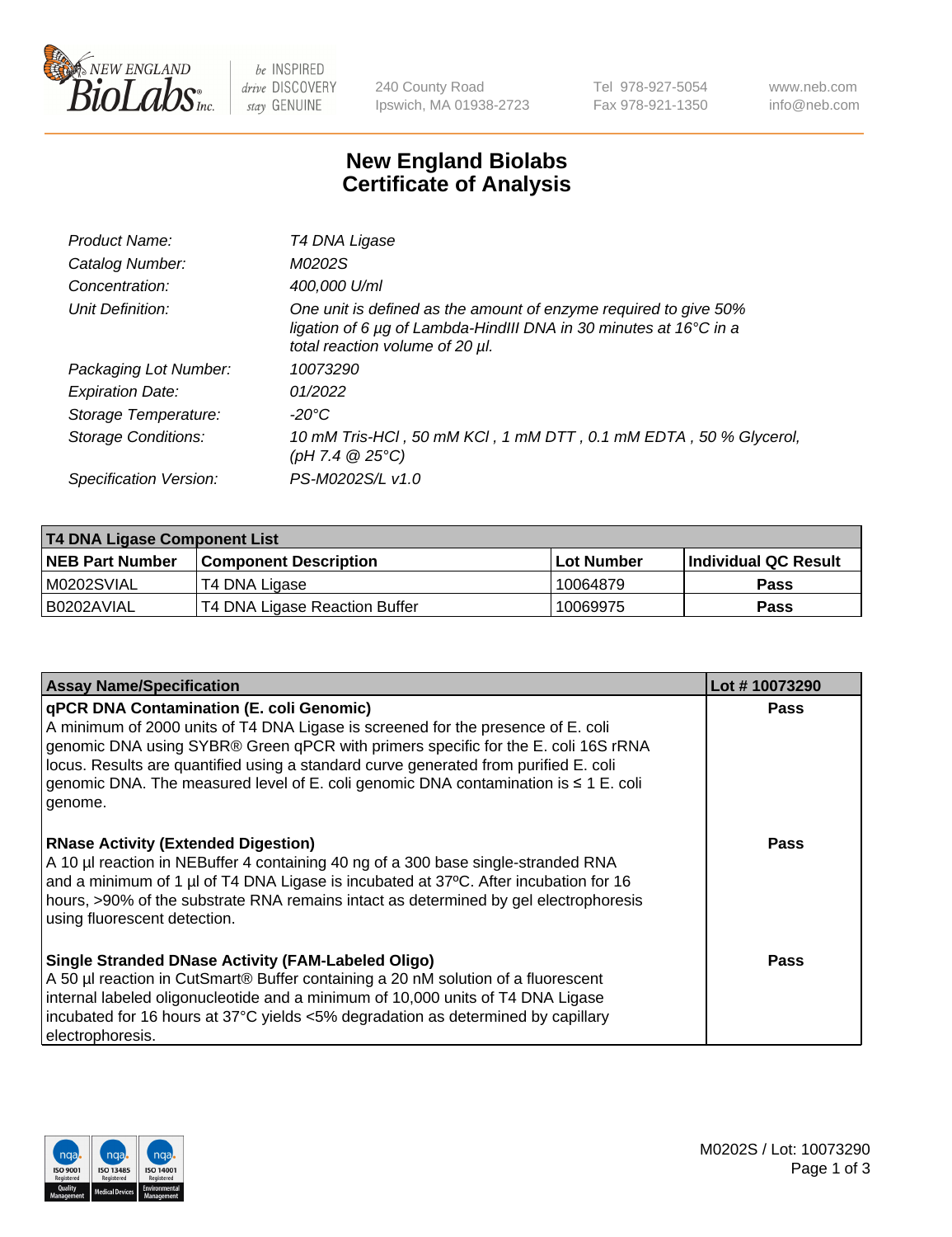# New England Biolabs Certificate of Analysis

| | |
|---|---|
| *Product Name:* | *T4 DNA Ligase* |
| *Catalog Number:* | *M0202S* |
| *Concentration:* | *400,000 U/ml* |
| *Unit Definition:* | *One unit is defined as the amount of enzyme required to give 50% ligation of 6 µg of Lambda-HindIII DNA in 30 minutes at 16°C in a total reaction volume of 20 µl.* |
| *Packaging Lot Number:* | *10073290* |
| *Expiration Date:* | *01/2022* |
| *Storage Temperature:* | *-20°C* |
| *Storage Conditions:* | *10 mM Tris-HCl , 50 mM KCl , 1 mM DTT , 0.1 mM EDTA , 50 % Glycerol, (pH 7.4 @ 25°C)* |
| *Specification Version:* | *PS-M0202S/L v1.0* |

| **T4 DNA Ligase Component List** | | | |
|---|---|---|---|
| **NEB Part Number** | **Component Description** | **Lot Number** | **Individual QC Result** |
| M0202SVIAL | T4 DNA Ligase | 10064879 | **Pass** |
| B0202AVIAL | T4 DNA Ligase Reaction Buffer | 10069975 | **Pass** |

| **Assay Name/Specification** | **Lot # 10073290** |
|---|---|
| **qPCR DNA Contamination (E. coli Genomic)** A minimum of 2000 units of T4 DNA Ligase is screened for the presence of E. coli genomic DNA using SYBR® Green qPCR with primers specific for the E. coli 16S rRNA locus. Results are quantified using a standard curve generated from purified E. coli genomic DNA. The measured level of E. coli genomic DNA contamination is ≤ 1 E. coli genome. | **Pass** |
| **RNase Activity (Extended Digestion)** A 10 µl reaction in NEBuffer 4 containing 40 ng of a 300 base single-stranded RNA and a minimum of 1 µl of T4 DNA Ligase is incubated at 37ºC. After incubation for 16 hours, >90% of the substrate RNA remains intact as determined by gel electrophoresis using fluorescent detection. | **Pass** |
| **Single Stranded DNase Activity (FAM-Labeled Oligo)** A 50 µl reaction in CutSmart® Buffer containing a 20 nM solution of a fluorescent internal labeled oligonucleotide and a minimum of 10,000 units of T4 DNA Ligase incubated for 16 hours at 37°C yields <5% degradation as determined by capillary electrophoresis. | **Pass** |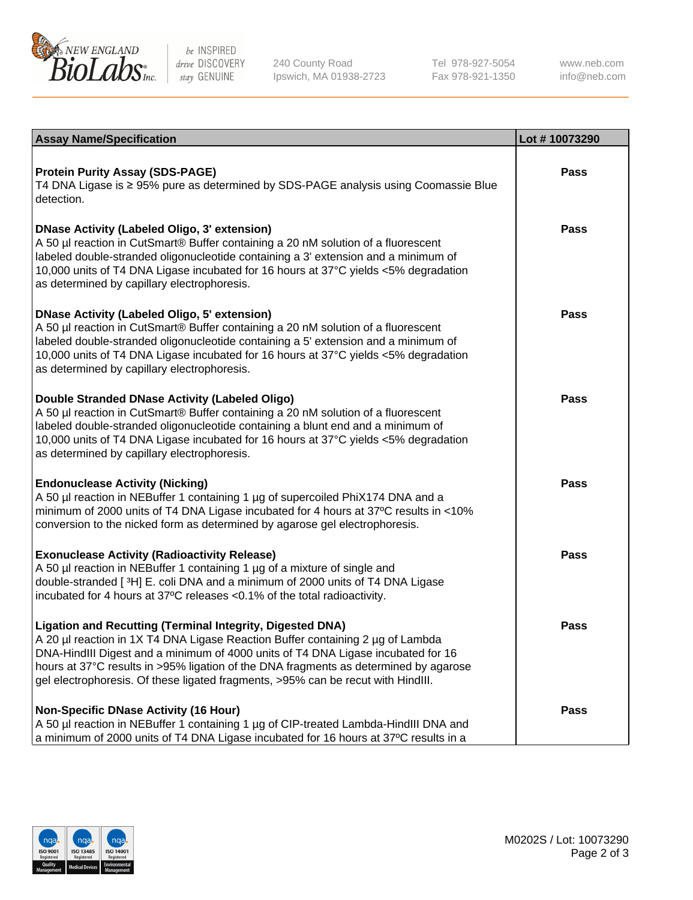| Assay Name/Specification | Lot # 10073290 |
|---|---|
| **Protein Purity Assay (SDS-PAGE)**<br>T4 DNA Ligase is ≥ 95% pure as determined by SDS-PAGE analysis using Coomassie Blue detection. | Pass |
| **DNase Activity (Labeled Oligo, 3' extension)**<br>A 50 µl reaction in CutSmart® Buffer containing a 20 nM solution of a fluorescent labeled double-stranded oligonucleotide containing a 3' extension and a minimum of 10,000 units of T4 DNA Ligase incubated for 16 hours at 37°C yields <5% degradation as determined by capillary electrophoresis. | Pass |
| **DNase Activity (Labeled Oligo, 5' extension)**<br>A 50 µl reaction in CutSmart® Buffer containing a 20 nM solution of a fluorescent labeled double-stranded oligonucleotide containing a 5' extension and a minimum of 10,000 units of T4 DNA Ligase incubated for 16 hours at 37°C yields <5% degradation as determined by capillary electrophoresis. | Pass |
| **Double Stranded DNase Activity (Labeled Oligo)**<br>A 50 µl reaction in CutSmart® Buffer containing a 20 nM solution of a fluorescent labeled double-stranded oligonucleotide containing a blunt end and a minimum of 10,000 units of T4 DNA Ligase incubated for 16 hours at 37°C yields <5% degradation as determined by capillary electrophoresis. | Pass |
| **Endonuclease Activity (Nicking)**<br>A 50 µl reaction in NEBuffer 1 containing 1 µg of supercoiled PhiX174 DNA and a minimum of 2000 units of T4 DNA Ligase incubated for 4 hours at 37ºC results in <10% conversion to the nicked form as determined by agarose gel electrophoresis. | Pass |
| **Exonuclease Activity (Radioactivity Release)**<br>A 50 µl reaction in NEBuffer 1 containing 1 µg of a mixture of single and double-stranded [ $^3$H] E. coli DNA and a minimum of 2000 units of T4 DNA Ligase incubated for 4 hours at 37ºC releases <0.1% of the total radioactivity. | Pass |
| **Ligation and Recutting (Terminal Integrity, Digested DNA)**<br>A 20 µl reaction in 1X T4 DNA Ligase Reaction Buffer containing 2 µg of Lambda DNA-HindIII Digest and a minimum of 4000 units of T4 DNA Ligase incubated for 16 hours at 37°C results in >95% ligation of the DNA fragments as determined by agarose gel electrophoresis. Of these ligated fragments, >95% can be recut with HindIII. | Pass |
| **Non-Specific DNase Activity (16 Hour)**<br>A 50 µl reaction in NEBuffer 1 containing 1 µg of CIP-treated Lambda-HindIII DNA and a minimum of 2000 units of T4 DNA Ligase incubated for 16 hours at 37ºC results in a | Pass |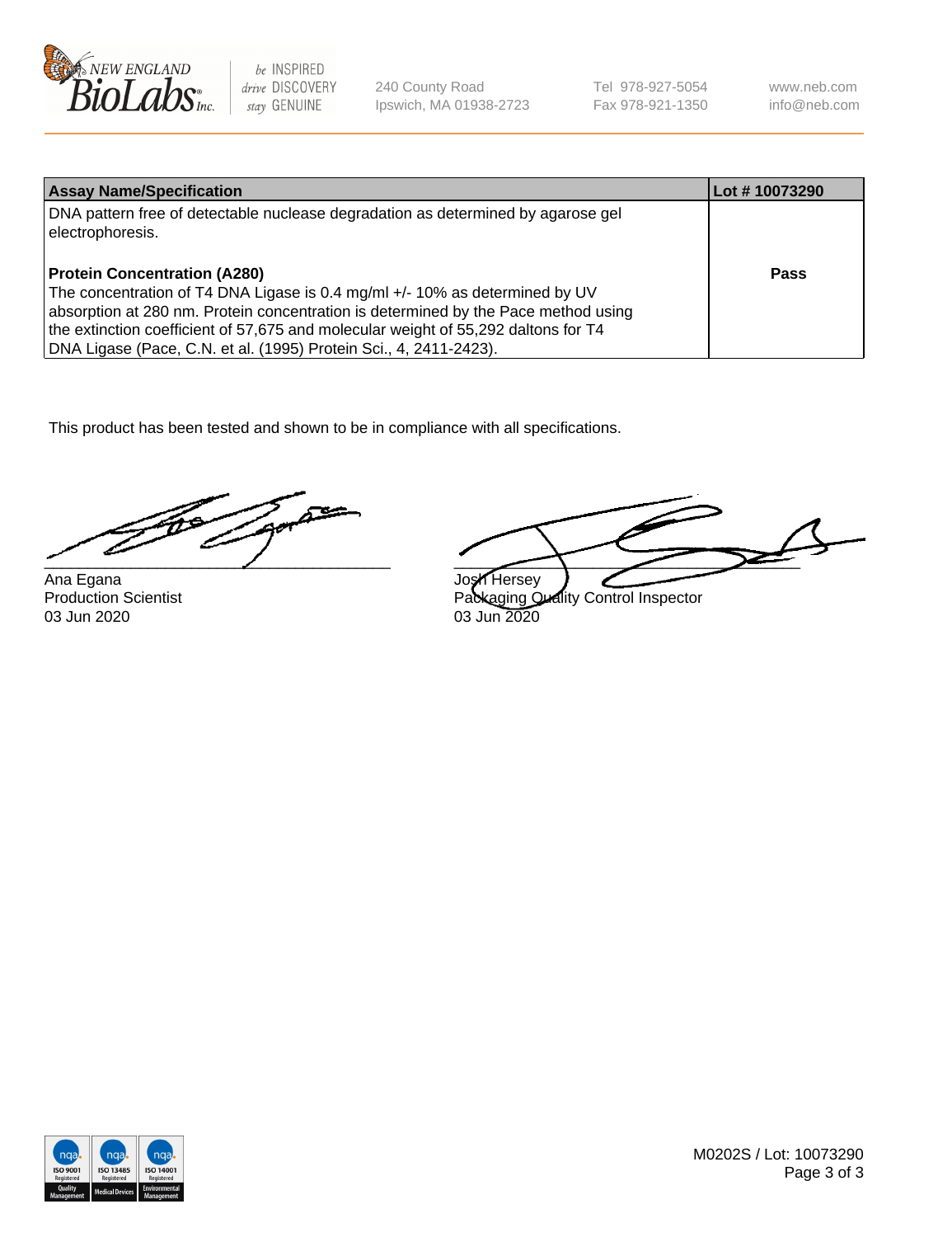| Assay Name/Specification | Lot # 10073290 |
|---|---|
| DNA pattern free of detectable nuclease degradation as determined by agarose gel electrophoresis. | |
| **Protein Concentration (A280)**<br>The concentration of T4 DNA Ligase is 0.4 mg/ml +/- 10% as determined by UV absorption at 280 nm. Protein concentration is determined by the Pace method using the extinction coefficient of 57,675 and molecular weight of 55,292 daltons for T4 DNA Ligase (Pace, C.N. et al. (1995) Protein Sci., 4, 2411-2423). | **Pass** |

This product has been tested and shown to be in compliance with all specifications.

Ana Egana
Production Scientist
03 Jun 2020

Josh Hersey
Packaging Quality Control Inspector
03 Jun 2020

M0202S / Lot: 10073290